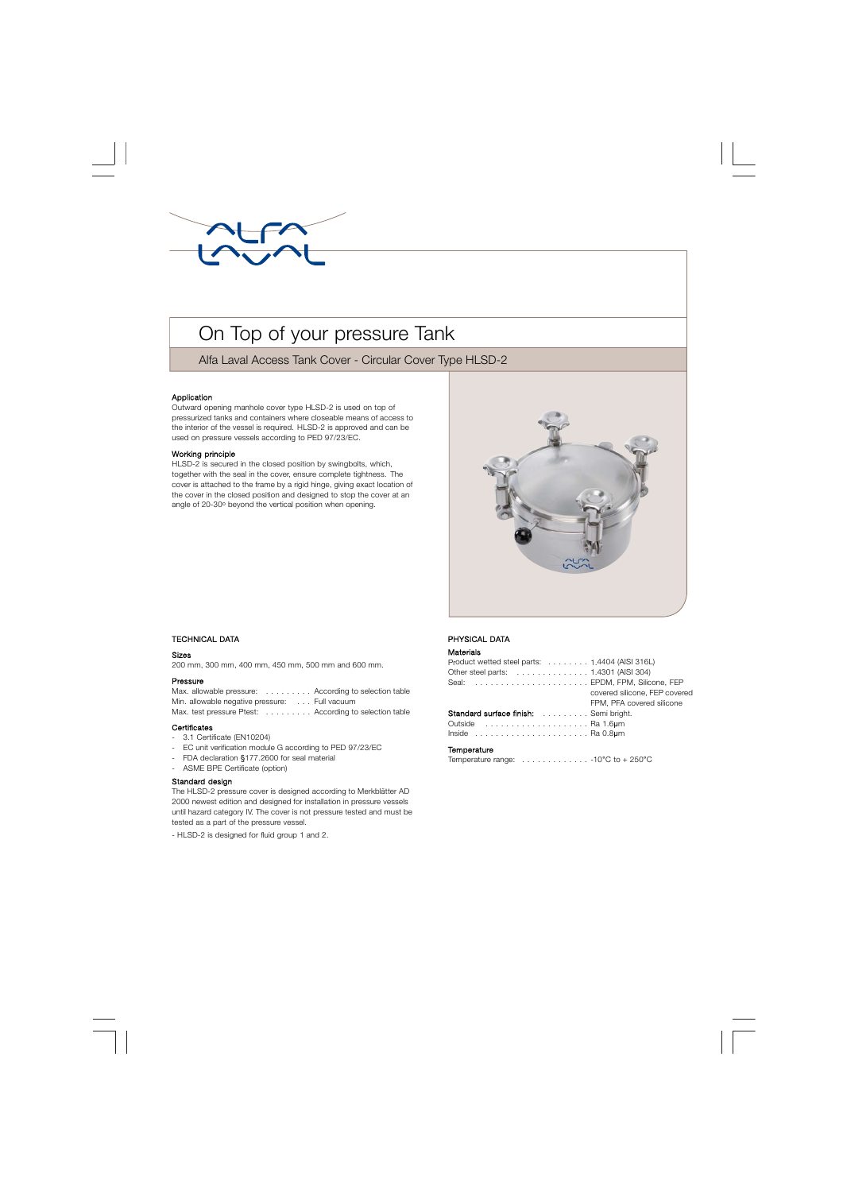# On Top of your pressure Tank

## Alfa Laval Access Tank Cover - Circular Cover Type HLSD-2

### Application

Outward opening manhole cover type HLSD-2 is used on top of pressurized tanks and containers where closeable means of access to the interior of the vessel is required. HLSD-2 is approved and can be used on pressure vessels according to PED 97/23/EC.

### Working principle

HLSD-2 is secured in the closed position by swingbolts, which, together with the seal in the cover, ensure complete tightness. The cover is attached to the frame by a rigid hinge, giving exact location of the cover in the closed position and designed to stop the cover at an angle of 20-30º beyond the vertical position when opening.

## TECHNICAL DATA

### Sizes

200 mm, 300 mm, 400 mm, 450 mm, 500 mm and 600 mm.

### Pressure

Max. allowable pressure: . . . . . . . . . According to selection table
Min. allowable negative pressure: . . . Full vacuum
Max. test pressure Ptest: . . . . . . . . . According to selection table

### Certificates

- 3.1 Certificate (EN10204)
- EC unit verification module G according to PED 97/23/EC
- FDA declaration §177.2600 for seal material
- ASME BPE Certificate (option)

### Standard design

The HLSD-2 pressure cover is designed according to Merkblätter AD 2000 newest edition and designed for installation in pressure vessels until hazard category IV. The cover is not pressure tested and must be tested as a part of the pressure vessel.

- HLSD-2 is designed for fluid group 1 and 2.

## PHYSICAL DATA

### Materials

Product wetted steel parts: . . . . . . . . 1.4404 (AISI 316L)
Other steel parts: . . . . . . . . . . . . . . 1.4301 (AISI 304)
Seal: . . . . . . . . . . . . . . . . . . . . . . EPDM, FPM, Silicone, FEP covered silicone, FEP covered FPM, PFA covered silicone

**Standard surface finish:** . . . . . . . . . Semi bright.
Outside . . . . . . . . . . . . . . . . . . . . Ra 1.6μm
Inside . . . . . . . . . . . . . . . . . . . . . . Ra 0.8μm

### Temperature

Temperature range: . . . . . . . . . . . . . -10°C to + 250°C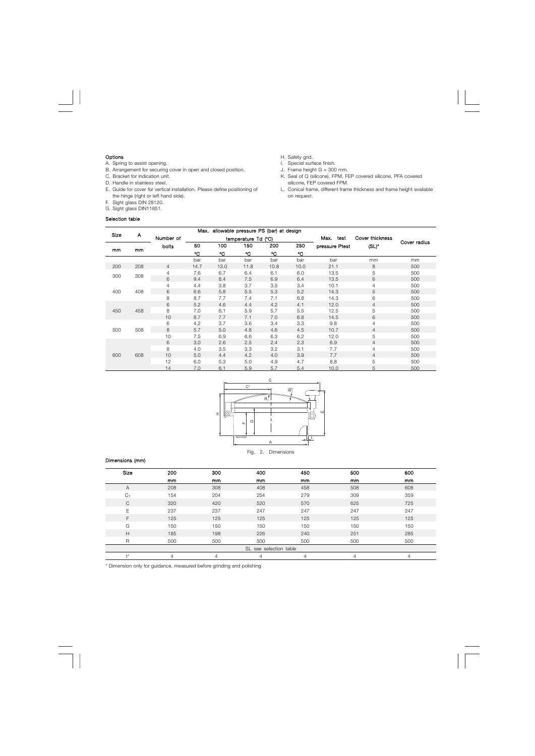**Options**

A. Spring to assist opening.
B. Arrangement for securing cover in open and closed position.
C. Bracket for indication unit.
D. Handle in stainless steel.
E. Guide for cover for vertical installation. Please define positioning of the hinge (right or left hand side).
F. Sight glass DIN 28120.
G. Sight glass DIN11851.
H. Safety grid.
I. Special surface finish.
J. Frame height G = 300 mm.
K. Seal of Q (silicone), FPM, FEP covered silicone, PFA covered silicone, FEP covered FPM.
L. Conical frame, different frame thickness and frame height available on request.

**Selection table**

| Size | A | Number of bolts | Max. allowable pressure PS (bar) at design temperature Td (°C) | | | | | Max. test pressure Ptest | Cover thickness (SL)* | Cover radius |
|---|---|---|---|---|---|---|---|---|---|---|
| mm | mm | | 50 °C | 100 °C | 150 °C | 200 °C | 250 °C | | | |
| | | | bar | bar | bar | bar | bar | bar | mm | mm |
| 200 | 208 | 4 | 14.7 | 13.0 | 11.8 | 10.8 | 10.0 | 21.1 | 8 | 500 |
| 300 | 308 | 4 | 7.6 | 6.7 | 6.4 | 6.1 | 6.0 | 13.5 | 5 | 500 |
| | | 6 | 9.4 | 8.4 | 7.5 | 6.9 | 6.4 | 13.5 | 6 | 500 |
| 400 | 408 | 4 | 4.4 | 3.8 | 3.7 | 3.5 | 3.4 | 10.1 | 4 | 500 |
| | | 6 | 6.6 | 5.8 | 5.5 | 5.3 | 5.2 | 14.3 | 5 | 500 |
| | | 8 | 8.7 | 7.7 | 7.4 | 7.1 | 6.8 | 14.3 | 6 | 500 |
| 450 | 458 | 6 | 5.2 | 4.6 | 4.4 | 4.2 | 4.1 | 12.0 | 4 | 500 |
| | | 8 | 7.0 | 6.1 | 5.9 | 5.7 | 5.5 | 12.5 | 5 | 500 |
| | | 10 | 8.7 | 7.7 | 7.1 | 7.0 | 6.8 | 14.5 | 6 | 500 |
| 500 | 508 | 6 | 4.2 | 3.7 | 3.6 | 3.4 | 3.3 | 9.8 | 4 | 500 |
| | | 8 | 5.7 | 5.0 | 4.8 | 4.6 | 4.5 | 10.7 | 4 | 500 |
| | | 10 | 7.5 | 6.9 | 6.6 | 6.3 | 6.2 | 12.0 | 5 | 500 |
| 600 | 608 | 6 | 3.0 | 2.6 | 2.5 | 2.4 | 2.3 | 6.9 | 4 | 500 |
| | | 8 | 4.0 | 3.5 | 3.3 | 3.2 | 3.1 | 7.7 | 4 | 500 |
| | | 10 | 5.0 | 4.4 | 4.2 | 4.0 | 3.9 | 7.7 | 4 | 500 |
| | | 12 | 6.0 | 5.3 | 5.0 | 4.9 | 4.7 | 8.8 | 5 | 500 |
| | | 14 | 7.0 | 6.1 | 5.9 | 5.7 | 5.4 | 10.0 | 5 | 500 |

Fig. 2. Dimensions

**Dimensions (mm)**

| Size | 200 | 300 | 400 | 450 | 500 | 600 |
|---|---|---|---|---|---|---|
| | mm | mm | mm | mm | mm | mm |
| A | 208 | 308 | 408 | 458 | 508 | 608 |
| $C_1$ | 154 | 204 | 254 | 279 | 309 | 359 |
| C | 320 | 420 | 520 | 570 | 625 | 725 |
| E | 237 | 237 | 247 | 247 | 247 | 247 |
| F | 125 | 125 | 125 | 125 | 125 | 125 |
| G | 150 | 150 | 150 | 150 | 150 | 150 |
| H | 185 | 198 | 226 | 240 | 251 | 285 |
| R | 500 | 500 | 500 | 500 | 500 | 500 |
| SL see selection table | | | | | | |
| t* | 4 | 4 | 4 | 4 | 4 | 4 |

\* Dimension only for guidance, measured before grinding and polishing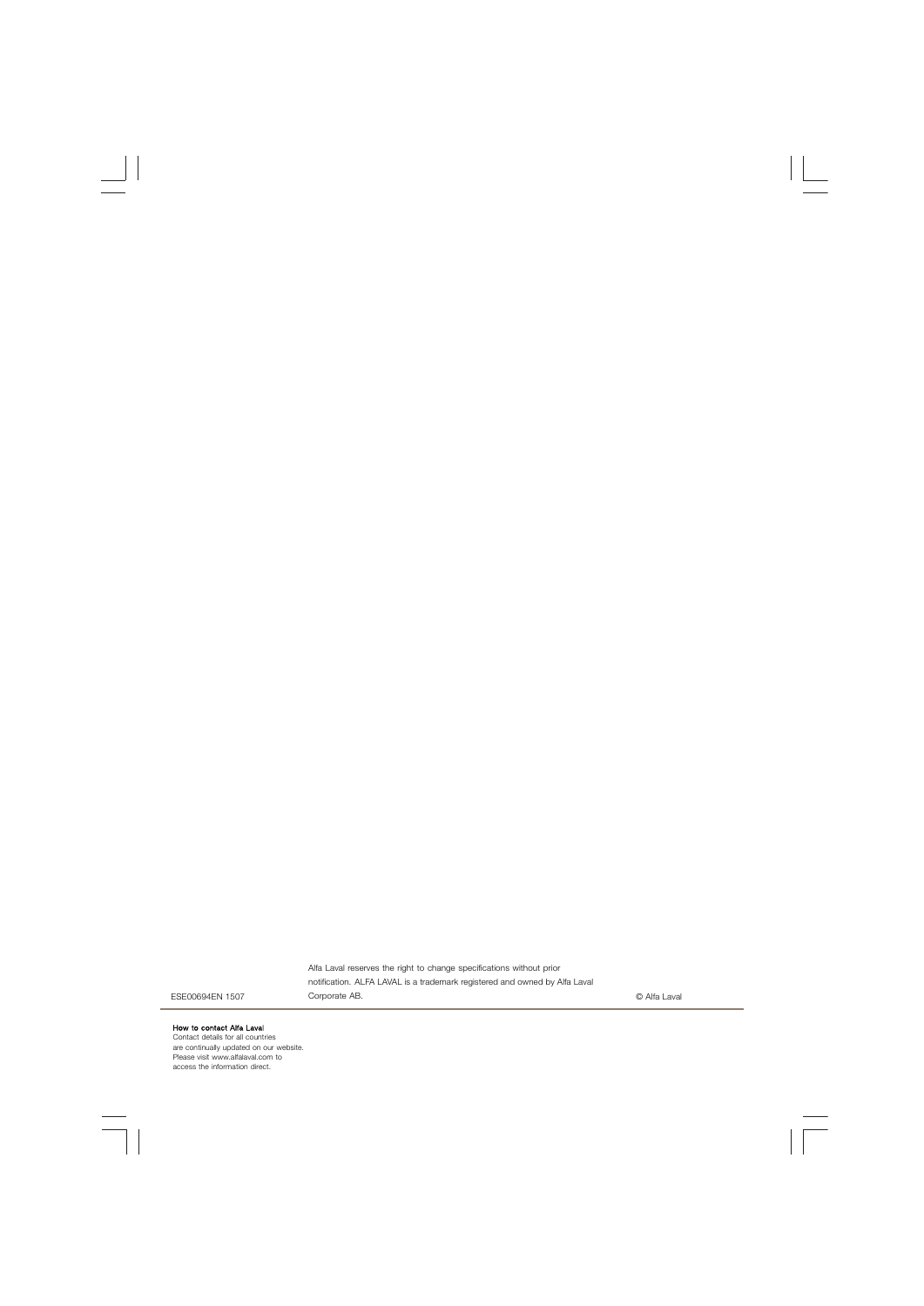ESE00694EN 1507

Alfa Laval reserves the right to change specifications without prior notification. ALFA LAVAL is a trademark registered and owned by Alfa Laval Corporate AB.

© Alfa Laval

**How to contact Alfa Laval**
Contact details for all countries are continually updated on our website. Please visit www.alfalaval.com to access the information direct.